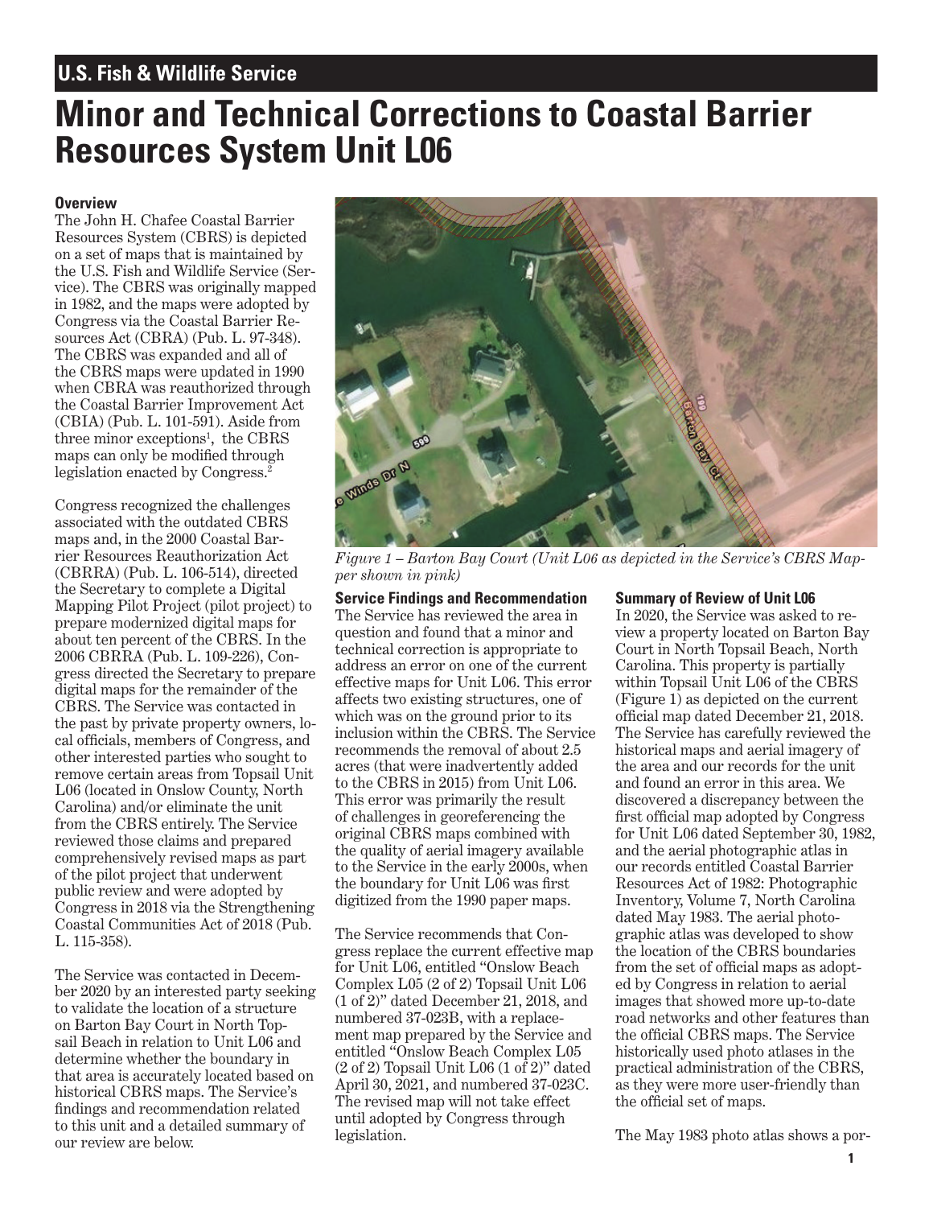**U.S. Fish & Wildlife Service**

# Minor and Technical Corrections to Coastal Barrier Resources System Unit L06

### Overview

The John H. Chafee Coastal Barrier Resources System (CBRS) is depicted on a set of maps that is maintained by the U.S. Fish and Wildlife Service (Service). The CBRS was originally mapped in 1982, and the maps were adopted by Congress via the Coastal Barrier Resources Act (CBRA) (Pub. L. 97-348). The CBRS was expanded and all of the CBRS maps were updated in 1990 when CBRA was reauthorized through the Coastal Barrier Improvement Act (CBIA) (Pub. L. 101-591). Aside from three minor exceptions[1], the CBRS maps can only be modified through legislation enacted by Congress.[2]

Congress recognized the challenges associated with the outdated CBRS maps and, in the 2000 Coastal Barrier Resources Reauthorization Act (CBRRA) (Pub. L. 106-514), directed the Secretary to complete a Digital Mapping Pilot Project (pilot project) to prepare modernized digital maps for about ten percent of the CBRS. In the 2006 CBRRA (Pub. L. 109-226), Congress directed the Secretary to prepare digital maps for the remainder of the CBRS. The Service was contacted in the past by private property owners, local officials, members of Congress, and other interested parties who sought to remove certain areas from Topsail Unit L06 (located in Onslow County, North Carolina) and/or eliminate the unit from the CBRS entirely. The Service reviewed those claims and prepared comprehensively revised maps as part of the pilot project that underwent public review and were adopted by Congress in 2018 via the Strengthening Coastal Communities Act of 2018 (Pub. L. 115-358).

The Service was contacted in December 2020 by an interested party seeking to validate the location of a structure on Barton Bay Court in North Topsail Beach in relation to Unit L06 and determine whether the boundary in that area is accurately located based on historical CBRS maps. The Service's findings and recommendation related to this unit and a detailed summary of our review are below.

*Figure 1 – Barton Bay Court (Unit L06 as depicted in the Service's CBRS Mapper shown in pink)*

### Service Findings and Recommendation

The Service has reviewed the area in question and found that a minor and technical correction is appropriate to address an error on one of the current effective maps for Unit L06. This error affects two existing structures, one of which was on the ground prior to its inclusion within the CBRS. The Service recommends the removal of about 2.5 acres (that were inadvertently added to the CBRS in 2015) from Unit L06. This error was primarily the result of challenges in georeferencing the original CBRS maps combined with the quality of aerial imagery available to the Service in the early 2000s, when the boundary for Unit L06 was first digitized from the 1990 paper maps.

The Service recommends that Congress replace the current effective map for Unit L06, entitled "Onslow Beach Complex L05 (2 of 2) Topsail Unit L06 (1 of 2)" dated December 21, 2018, and numbered 37-023B, with a replacement map prepared by the Service and entitled "Onslow Beach Complex L05 (2 of 2) Topsail Unit L06 (1 of 2)" dated April 30, 2021, and numbered 37-023C. The revised map will not take effect until adopted by Congress through legislation.

### Summary of Review of Unit L06

In 2020, the Service was asked to review a property located on Barton Bay Court in North Topsail Beach, North Carolina. This property is partially within Topsail Unit L06 of the CBRS (Figure 1) as depicted on the current official map dated December 21, 2018. The Service has carefully reviewed the historical maps and aerial imagery of the area and our records for the unit and found an error in this area. We discovered a discrepancy between the first official map adopted by Congress for Unit L06 dated September 30, 1982, and the aerial photographic atlas in our records entitled Coastal Barrier Resources Act of 1982: Photographic Inventory, Volume 7, North Carolina dated May 1983. The aerial photographic atlas was developed to show the location of the CBRS boundaries from the set of official maps as adopted by Congress in relation to aerial images that showed more up-to-date road networks and other features than the official CBRS maps. The Service historically used photo atlases in the practical administration of the CBRS, as they were more user-friendly than the official set of maps.

The May 1983 photo atlas shows a por-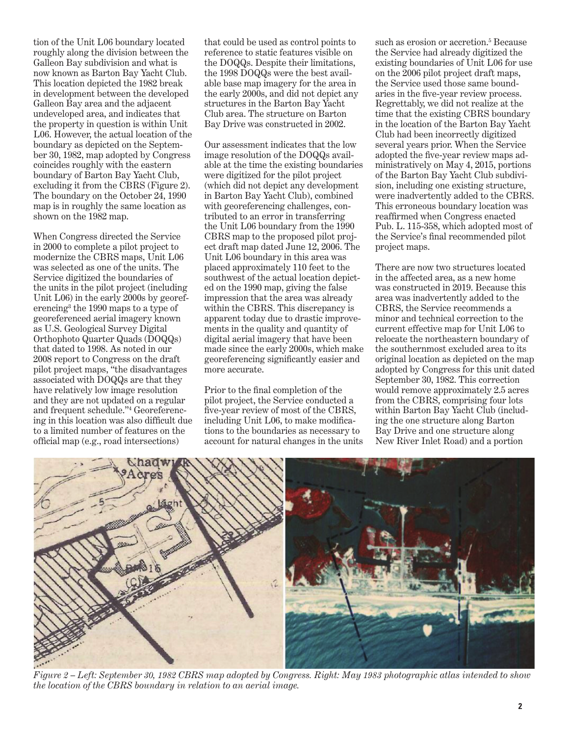tion of the Unit L06 boundary located roughly along the division between the Galleon Bay subdivision and what is now known as Barton Bay Yacht Club. This location depicted the 1982 break in development between the developed Galleon Bay area and the adjacent undeveloped area, and indicates that the property in question is within Unit L06. However, the actual location of the boundary as depicted on the September 30, 1982, map adopted by Congress coincides roughly with the eastern boundary of Barton Bay Yacht Club, excluding it from the CBRS (Figure 2). The boundary on the October 24, 1990 map is in roughly the same location as shown on the 1982 map.

When Congress directed the Service in 2000 to complete a pilot project to modernize the CBRS maps, Unit L06 was selected as one of the units. The Service digitized the boundaries of the units in the pilot project (including Unit L06) in the early 2000s by georeferencing[3] the 1990 maps to a type of georeferenced aerial imagery known as U.S. Geological Survey Digital Orthophoto Quarter Quads (DOQQs) that dated to 1998. As noted in our 2008 report to Congress on the draft pilot project maps, "the disadvantages associated with DOQQs are that they have relatively low image resolution and they are not updated on a regular and frequent schedule."[4] Georeferencing in this location was also difficult due to a limited number of features on the official map (e.g., road intersections) that could be used as control points to reference to static features visible on the DOQQs. Despite their limitations, the 1998 DOQQs were the best available base map imagery for the area in the early 2000s, and did not depict any structures in the Barton Bay Yacht Club area. The structure on Barton Bay Drive was constructed in 2002.

Our assessment indicates that the low image resolution of the DOQQs available at the time the existing boundaries were digitized for the pilot project (which did not depict any development in Barton Bay Yacht Club), combined with georeferencing challenges, contributed to an error in transferring the Unit L06 boundary from the 1990 CBRS map to the proposed pilot project draft map dated June 12, 2006. The Unit L06 boundary in this area was placed approximately 110 feet to the southwest of the actual location depicted on the 1990 map, giving the false impression that the area was already within the CBRS. This discrepancy is apparent today due to drastic improvements in the quality and quantity of digital aerial imagery that have been made since the early 2000s, which make georeferencing significantly easier and more accurate.

Prior to the final completion of the pilot project, the Service conducted a five-year review of most of the CBRS, including Unit L06, to make modifications to the boundaries as necessary to account for natural changes in the units such as erosion or accretion.[5] Because the Service had already digitized the existing boundaries of Unit L06 for use on the 2006 pilot project draft maps, the Service used those same boundaries in the five-year review process. Regrettably, we did not realize at the time that the existing CBRS boundary in the location of the Barton Bay Yacht Club had been incorrectly digitized several years prior. When the Service adopted the five-year review maps administratively on May 4, 2015, portions of the Barton Bay Yacht Club subdivision, including one existing structure, were inadvertently added to the CBRS. This erroneous boundary location was reaffirmed when Congress enacted Pub. L. 115-358, which adopted most of the Service's final recommended pilot project maps.

There are now two structures located in the affected area, as a new home was constructed in 2019. Because this area was inadvertently added to the CBRS, the Service recommends a minor and technical correction to the current effective map for Unit L06 to relocate the northeastern boundary of the southernmost excluded area to its original location as depicted on the map adopted by Congress for this unit dated September 30, 1982. This correction would remove approximately 2.5 acres from the CBRS, comprising four lots within Barton Bay Yacht Club (including the one structure along Barton Bay Drive and one structure along New River Inlet Road) and a portion

*Figure 2 – Left: September 30, 1982 CBRS map adopted by Congress. Right: May 1983 photographic atlas intended to show the location of the CBRS boundary in relation to an aerial image.*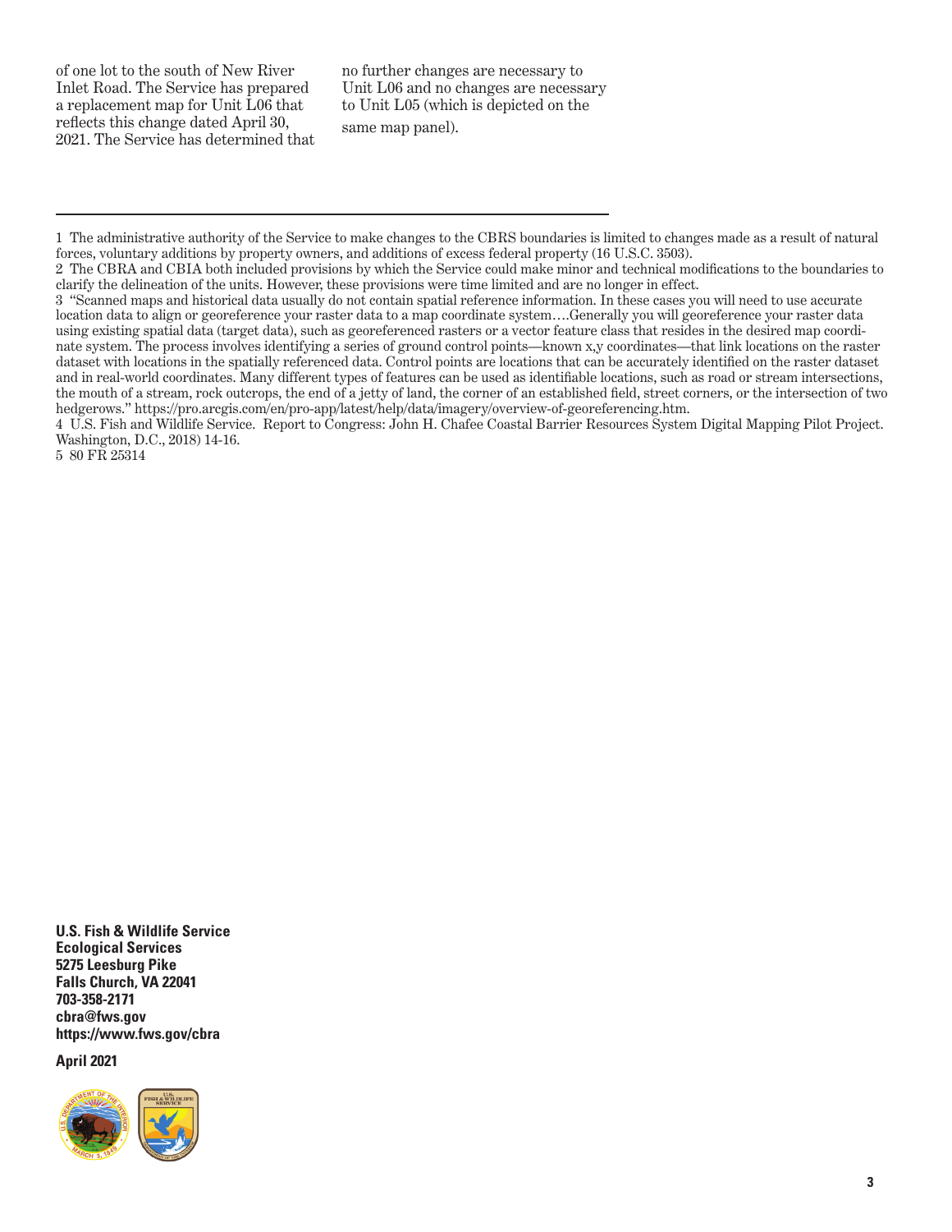of one lot to the south of New River Inlet Road. The Service has prepared a replacement map for Unit L06 that reflects this change dated April 30, 2021. The Service has determined that no further changes are necessary to Unit L06 and no changes are necessary to Unit L05 (which is depicted on the same map panel).

---

1 The administrative authority of the Service to make changes to the CBRS boundaries is limited to changes made as a result of natural forces, voluntary additions by property owners, and additions of excess federal property (16 U.S.C. 3503).

2 The CBRA and CBIA both included provisions by which the Service could make minor and technical modifications to the boundaries to clarify the delineation of the units. However, these provisions were time limited and are no longer in effect.

3 "Scanned maps and historical data usually do not contain spatial reference information. In these cases you will need to use accurate location data to align or georeference your raster data to a map coordinate system….Generally you will georeference your raster data using existing spatial data (target data), such as georeferenced rasters or a vector feature class that resides in the desired map coordinate system. The process involves identifying a series of ground control points—known x,y coordinates—that link locations on the raster dataset with locations in the spatially referenced data. Control points are locations that can be accurately identified on the raster dataset and in real-world coordinates. Many different types of features can be used as identifiable locations, such as road or stream intersections, the mouth of a stream, rock outcrops, the end of a jetty of land, the corner of an established field, street corners, or the intersection of two hedgerows." https://pro.arcgis.com/en/pro-app/latest/help/data/imagery/overview-of-georeferencing.htm.

4 U.S. Fish and Wildlife Service. Report to Congress: John H. Chafee Coastal Barrier Resources System Digital Mapping Pilot Project. Washington, D.C., 2018) 14-16.

5 80 FR 25314

**U.S. Fish & Wildlife Service**
**Ecological Services**
**5275 Leesburg Pike**
**Falls Church, VA 22041**
**703-358-2171**
**cbra@fws.gov**
**https://www.fws.gov/cbra**

**April 2021**